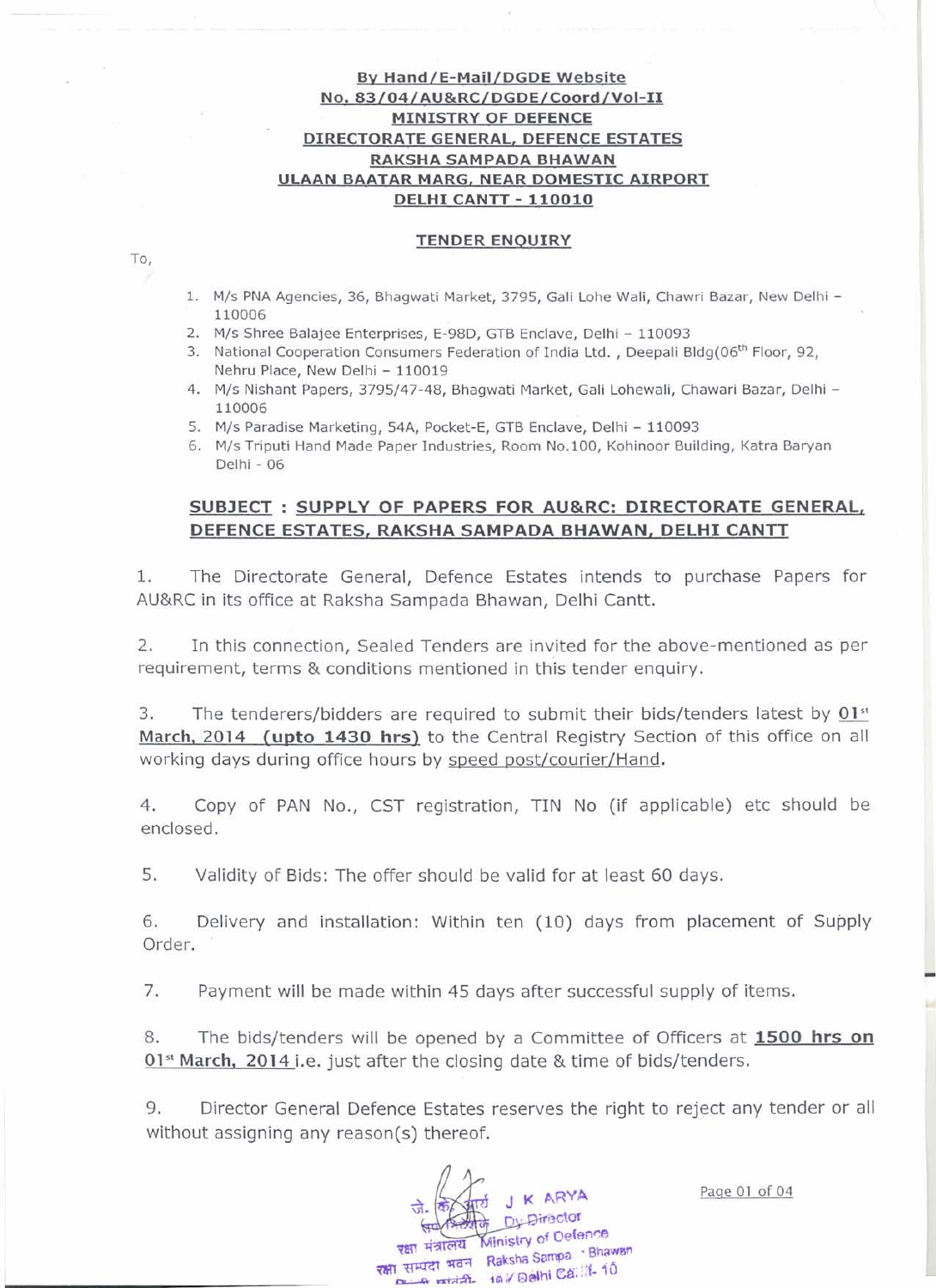**By Hand/E-Mail/DGDE Website**
**No. 83/04/AU&RC/DGDE/Coord/Vol-II**
**MINISTRY OF DEFENCE**
**DIRECTORATE GENERAL, DEFENCE ESTATES**
**RAKSHA SAMPADA BHAWAN**
**ULAAN BAATAR MARG, NEAR DOMESTIC AIRPORT**
**DELHI CANTT - 110010**

**TENDER ENQUIRY**

To,

1. M/s PNA Agencies, 36, Bhagwati Market, 3795, Gali Lohe Wali, Chawri Bazar, New Delhi – 110006
2. M/s Shree Balajee Enterprises, E-98D, GTB Enclave, Delhi – 110093
3. National Cooperation Consumers Federation of India Ltd. , Deepali Bldg(06th Floor, 92, Nehru Place, New Delhi – 110019
4. M/s Nishant Papers, 3795/47-48, Bhagwati Market, Gali Lohewali, Chawari Bazar, Delhi – 110006
5. M/s Paradise Marketing, 54A, Pocket-E, GTB Enclave, Delhi – 110093
6. M/s Triputi Hand Made Paper Industries, Room No.100, Kohinoor Building, Katra Baryan Delhi - 06

**SUBJECT : SUPPLY OF PAPERS FOR AU&RC: DIRECTORATE GENERAL, DEFENCE ESTATES, RAKSHA SAMPADA BHAWAN, DELHI CANTT**

1. The Directorate General, Defence Estates intends to purchase Papers for AU&RC in its office at Raksha Sampada Bhawan, Delhi Cantt.

2. In this connection, Sealed Tenders are invited for the above-mentioned as per requirement, terms & conditions mentioned in this tender enquiry.

3. The tenderers/bidders are required to submit their bids/tenders latest by **01st March, 2014 (upto 1430 hrs)** to the Central Registry Section of this office on all working days during office hours by speed post/courier/Hand.

4. Copy of PAN No., CST registration, TIN No (if applicable) etc should be enclosed.

5. Validity of Bids: The offer should be valid for at least 60 days.

6. Delivery and installation: Within ten (10) days from placement of Supply Order.

7. Payment will be made within 45 days after successful supply of items.

8. The bids/tenders will be opened by a Committee of Officers at **1500 hrs on 01st March, 2014** i.e. just after the closing date & time of bids/tenders.

9. Director General Defence Estates reserves the right to reject any tender or all without assigning any reason(s) thereof.

जे. के. आर्य J K ARYA
उप निदेशक Dy Director
रक्षा मंत्रालय Ministry of Defence
रक्षा सम्पदा भवन Raksha Sampada Bhawan
दिल्ली छावनी- 10 Delhi Cantt- 10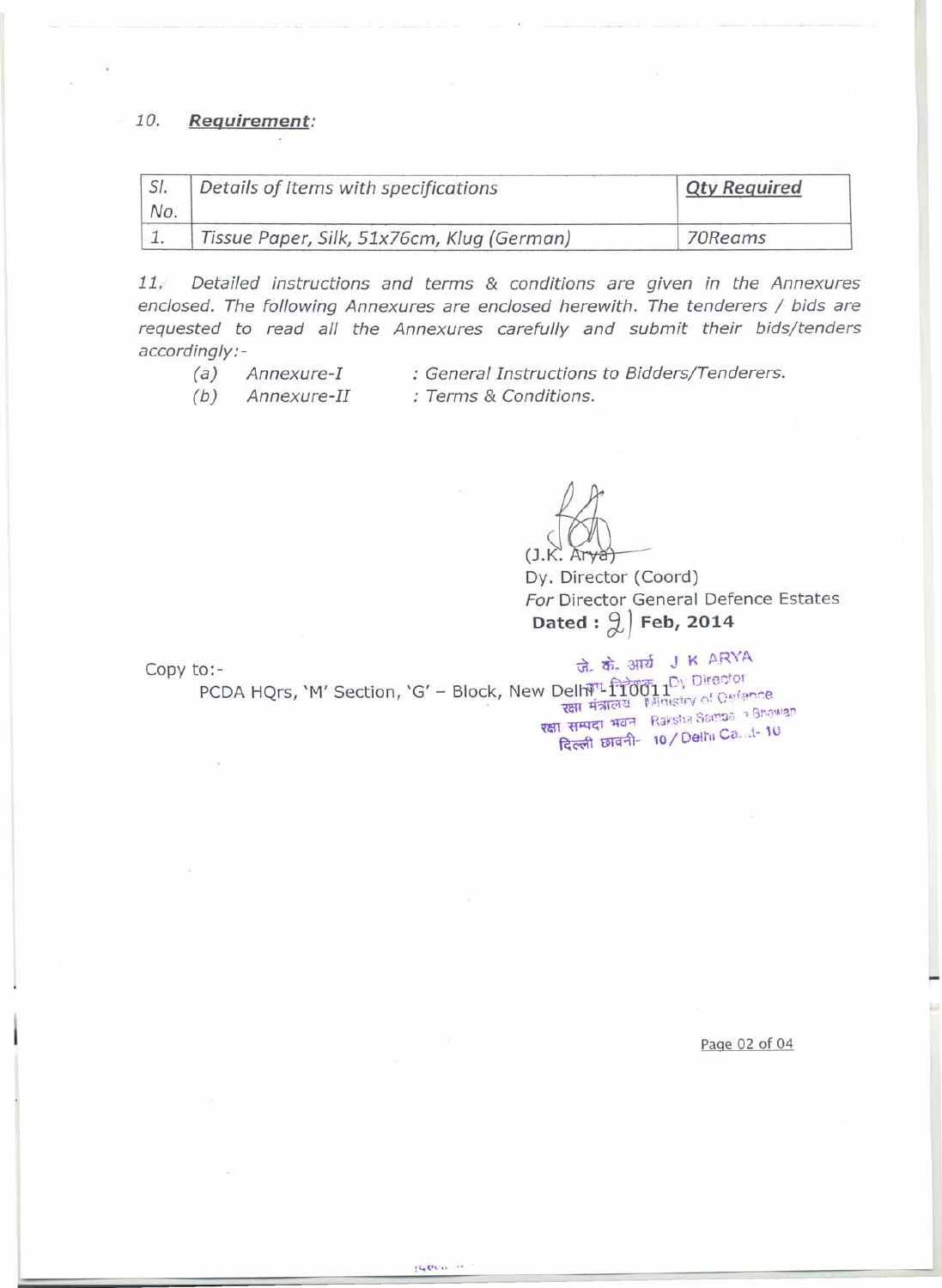10. ***Requirement:***

| Sl. No. | Details of Items with specifications | Qty Required |
|---|---|---|
| 1. | Tissue Paper, Silk, 51x76cm, Klug (German) | 70Reams |

*11. Detailed instructions and terms & conditions are given in the Annexures enclosed. The following Annexures are enclosed herewith. The tenderers / bids are requested to read all the Annexures carefully and submit their bids/tenders accordingly:-*

*(a) Annexure-I : General Instructions to Bidders/Tenderers.*

*(b) Annexure-II : Terms & Conditions.*

(J.K. Arya)
Dy. Director (Coord)
*For* Director General Defence Estates
**Dated : 21 Feb, 2014**

जे. के. आर्य J K ARYA
उप निदेशक Dy Director
रक्षा मंत्रालय Ministry of Defence
रक्षा सम्पदा भवन Raksha Sampada Bhawan
दिल्ली छावनी- 10 / Delhi Cantt- 10

Copy to:-

PCDA HQrs, 'M' Section, 'G' – Block, New Delhi-110011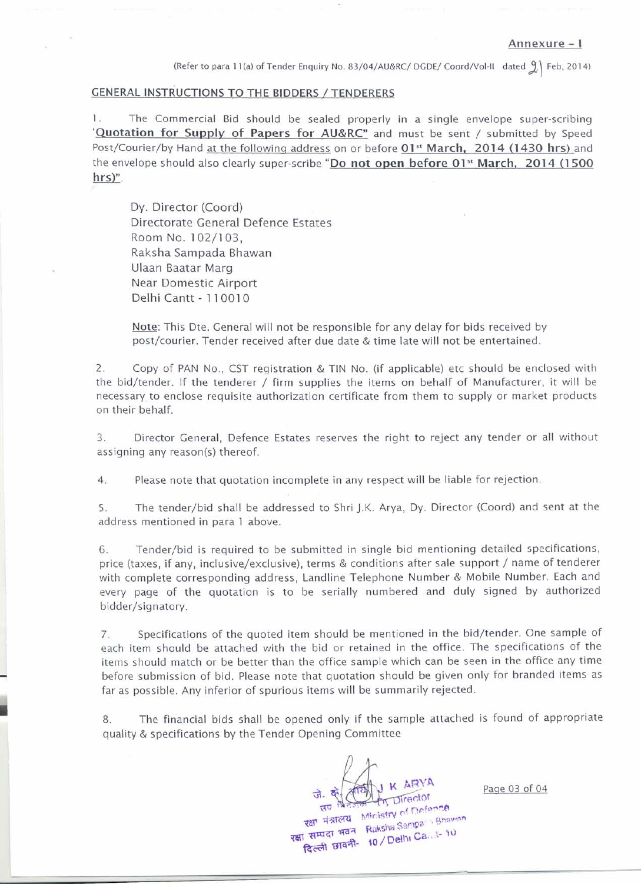Annexure – I

(Refer to para 11(a) of Tender Enquiry No. 83/04/AU&RC/ DGDE/ Coord/Vol-II dated 21 Feb, 2014)

GENERAL INSTRUCTIONS TO THE BIDDERS / TENDERERS

1. The Commercial Bid should be sealed properly in a single envelope super-scribing '**Quotation for Supply of Papers for AU&RC"** and must be sent / submitted by Speed Post/Courier/by Hand at the following address on or before **01st March, 2014 (1430 hrs)** and the envelope should also clearly super-scribe "**Do not open before 01st March, 2014 (1500 hrs)**".

Dy. Director (Coord)
Directorate General Defence Estates
Room No. 102/103,
Raksha Sampada Bhawan
Ulaan Baatar Marg
Near Domestic Airport
Delhi Cantt - 110010

Note: This Dte. General will not be responsible for any delay for bids received by post/courier. Tender received after due date & time late will not be entertained.

2. Copy of PAN No., CST registration & TIN No. (if applicable) etc should be enclosed with the bid/tender. If the tenderer / firm supplies the items on behalf of Manufacturer, it will be necessary to enclose requisite authorization certificate from them to supply or market products on their behalf.

3. Director General, Defence Estates reserves the right to reject any tender or all without assigning any reason(s) thereof.

4. Please note that quotation incomplete in any respect will be liable for rejection.

5. The tender/bid shall be addressed to Shri J.K. Arya, Dy. Director (Coord) and sent at the address mentioned in para 1 above.

6. Tender/bid is required to be submitted in single bid mentioning detailed specifications, price (taxes, if any, inclusive/exclusive), terms & conditions after sale support / name of tenderer with complete corresponding address, Landline Telephone Number & Mobile Number. Each and every page of the quotation is to be serially numbered and duly signed by authorized bidder/signatory.

7. Specifications of the quoted item should be mentioned in the bid/tender. One sample of each item should be attached with the bid or retained in the office. The specifications of the items should match or be better than the office sample which can be seen in the office any time before submission of bid. Please note that quotation should be given only for branded items as far as possible. Any inferior of spurious items will be summarily rejected.

8. The financial bids shall be opened only if the sample attached is found of appropriate quality & specifications by the Tender Opening Committee

जे. के. आर्य J K ARYA
उप निदेशक Dy. Director
रक्षा मंत्रालय Ministry of Defence
रक्षा सम्पदा भवन Raksha Sampada Bhawan
दिल्ली छावनी- 10 / Delhi Cantt- 10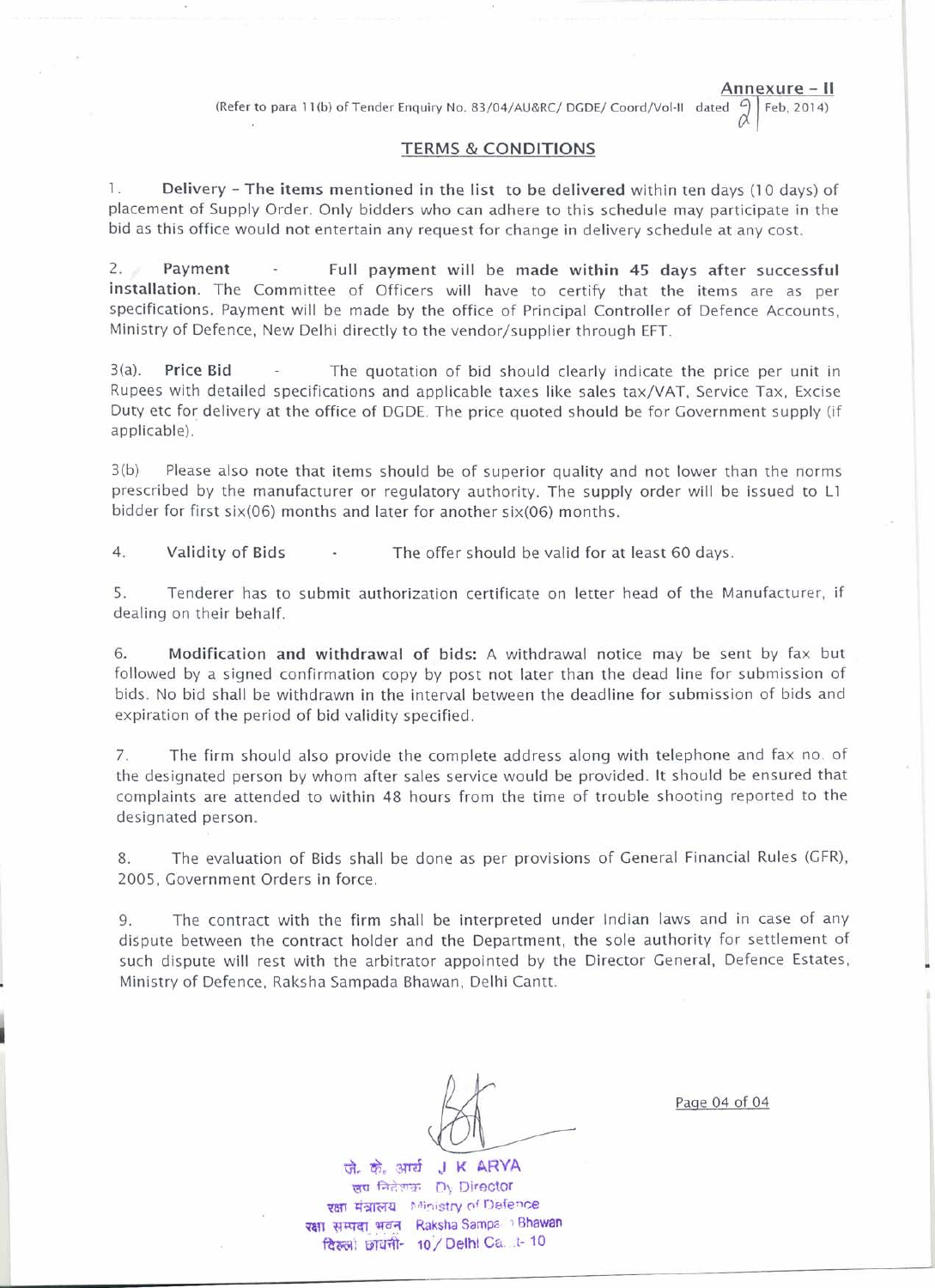**Annexure – II**

(Refer to para 11(b) of Tender Enquiry No. 83/04/AU&RC/ DGDE/ Coord/Vol-II dated 21 Feb, 2014)

## TERMS & CONDITIONS

1. **Delivery - The items mentioned in the list to be delivered** within ten days (10 days) of placement of Supply Order. Only bidders who can adhere to this schedule may participate in the bid as this office would not entertain any request for change in delivery schedule at any cost.

2. **Payment** - **Full payment will be made within 45 days after successful installation.** The Committee of Officers will have to certify that the items are as per specifications. Payment will be made by the office of Principal Controller of Defence Accounts, Ministry of Defence, New Delhi directly to the vendor/supplier through EFT.

3(a). **Price Bid** - The quotation of bid should clearly indicate the price per unit in Rupees with detailed specifications and applicable taxes like sales tax/VAT, Service Tax, Excise Duty etc for delivery at the office of DGDE. The price quoted should be for Government supply (if applicable).

3(b) Please also note that items should be of superior quality and not lower than the norms prescribed by the manufacturer or regulatory authority. The supply order will be issued to L1 bidder for first six(06) months and later for another six(06) months.

4. **Validity of Bids** - The offer should be valid for at least 60 days.

5. Tenderer has to submit authorization certificate on letter head of the Manufacturer, if dealing on their behalf.

6. **Modification and withdrawal of bids:** A withdrawal notice may be sent by fax but followed by a signed confirmation copy by post not later than the dead line for submission of bids. No bid shall be withdrawn in the interval between the deadline for submission of bids and expiration of the period of bid validity specified.

7. The firm should also provide the complete address along with telephone and fax no. of the designated person by whom after sales service would be provided. It should be ensured that complaints are attended to within 48 hours from the time of trouble shooting reported to the designated person.

8. The evaluation of Bids shall be done as per provisions of General Financial Rules (GFR), 2005, Government Orders in force.

9. The contract with the firm shall be interpreted under Indian laws and in case of any dispute between the contract holder and the Department, the sole authority for settlement of such dispute will rest with the arbitrator appointed by the Director General, Defence Estates, Ministry of Defence, Raksha Sampada Bhawan, Delhi Cantt.

जे. के. आर्य J K ARYA
उप निदेशक Dy Director
रक्षा मंत्रालय Ministry of Defence
रक्षा सम्पदा भवन Raksha Sampada Bhawan
दिल्ली छावनी- 10 / Delhi Cantt- 10